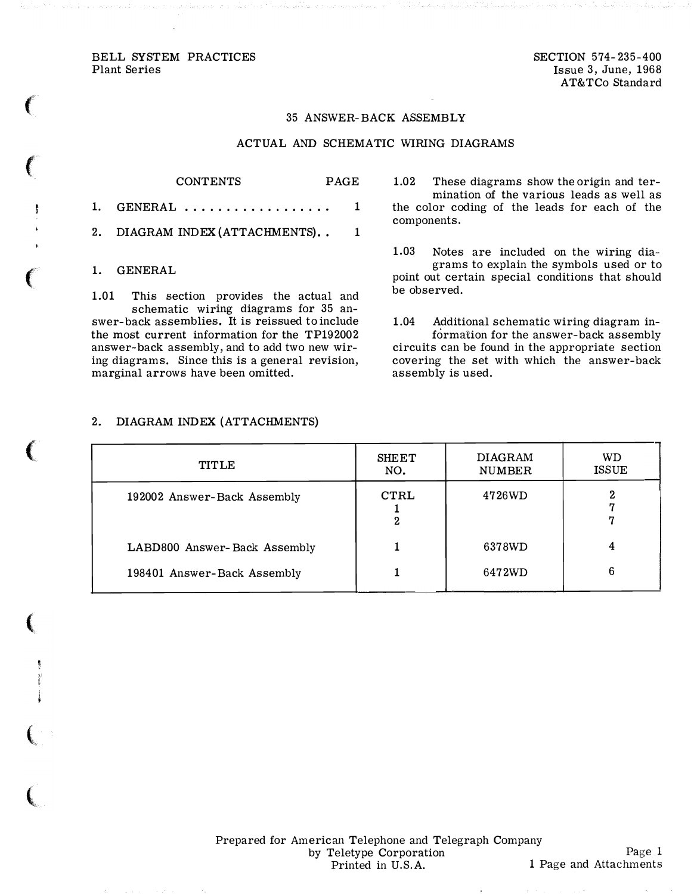BELL SYSTEM PRACTICES
Plant Series

SECTION 574-235-400
Issue 3, June, 1968
AT&TCo Standard

# 35 ANSWER-BACK ASSEMBLY

## ACTUAL AND SCHEMATIC WIRING DIAGRAMS

| CONTENTS | PAGE |
|---|---|
| 1. GENERAL . . . . . . . . . . . . . . . . . . | 1 |
| 2. DIAGRAM INDEX (ATTACHMENTS). . | 1 |

## 1. GENERAL

1.01 This section provides the actual and schematic wiring diagrams for 35 answer-back assemblies. It is reissued to include the most current information for the TP192002 answer-back assembly, and to add two new wiring diagrams. Since this is a general revision, marginal arrows have been omitted.

1.02 These diagrams show the origin and termination of the various leads as well as the color coding of the leads for each of the components.

1.03 Notes are included on the wiring diagrams to explain the symbols used or to point out certain special conditions that should be observed.

1.04 Additional schematic wiring diagram information for the answer-back assembly circuits can be found in the appropriate section covering the set with which the answer-back assembly is used.

## 2. DIAGRAM INDEX (ATTACHMENTS)

| TITLE | SHEET NO. | DIAGRAM NUMBER | WD ISSUE |
|---|---|---|---|
| 192002 Answer-Back Assembly | CTRL | 4726WD | 2 |
| | 1 | | 7 |
| | 2 | | 7 |
| LABD800 Answer-Back Assembly | 1 | 6378WD | 4 |
| 198401 Answer-Back Assembly | 1 | 6472WD | 6 |

Prepared for American Telephone and Telegraph Company
by Teletype Corporation
Printed in U.S.A.

1 Page and Attachments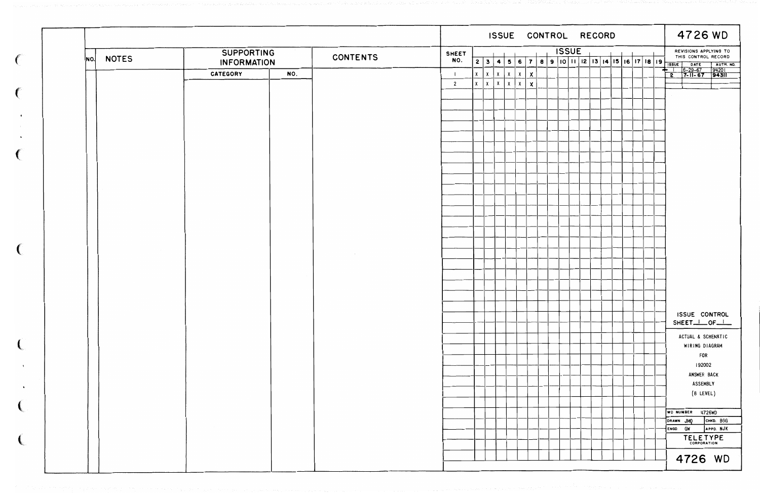# 4726 WD

## ISSUE CONTROL RECORD

| NO. | NOTES | SUPPORTING INFORMATION | | CONTENTS |
|---|---|---|---|---|
| | | CATEGORY | NO. | |

| SHEET NO. | 2 | 3 | 4 | 5 | 6 | 7 | 8 | 9 | 10 | 11 | 12 | 13 | 14 | 15 | 16 | 17 | 18 | 19 |
|---|---|---|---|---|---|---|---|---|---|---|---|---|---|---|---|---|---|---|
| 1 | X | X | X | X | X | X | | | | | | | | | | | | |
| 2 | X | X | X | X | X | X | | | | | | | | | | | | |

REVISIONS APPLYING TO THIS CONTROL RECORD

| ISSUE | DATE | AUTH. NO. |
|---|---|---|
| 1 | 6-29-67 | 94201 |
| 2 | 7-11-67 | 94311 |

ISSUE CONTROL SHEET 1 OF 1

ACTUAL & SCHEMATIC WIRING DIAGRAM FOR 192002 ANSWER BACK ASSEMBLY (8 LEVEL)

| WD NUMBER 4726WD | |
|---|---|
| DRAWN JMQ | CHKD. BGG |
| ENGD GW | APPD. NJK |

TELETYPE CORPORATION

4726 WD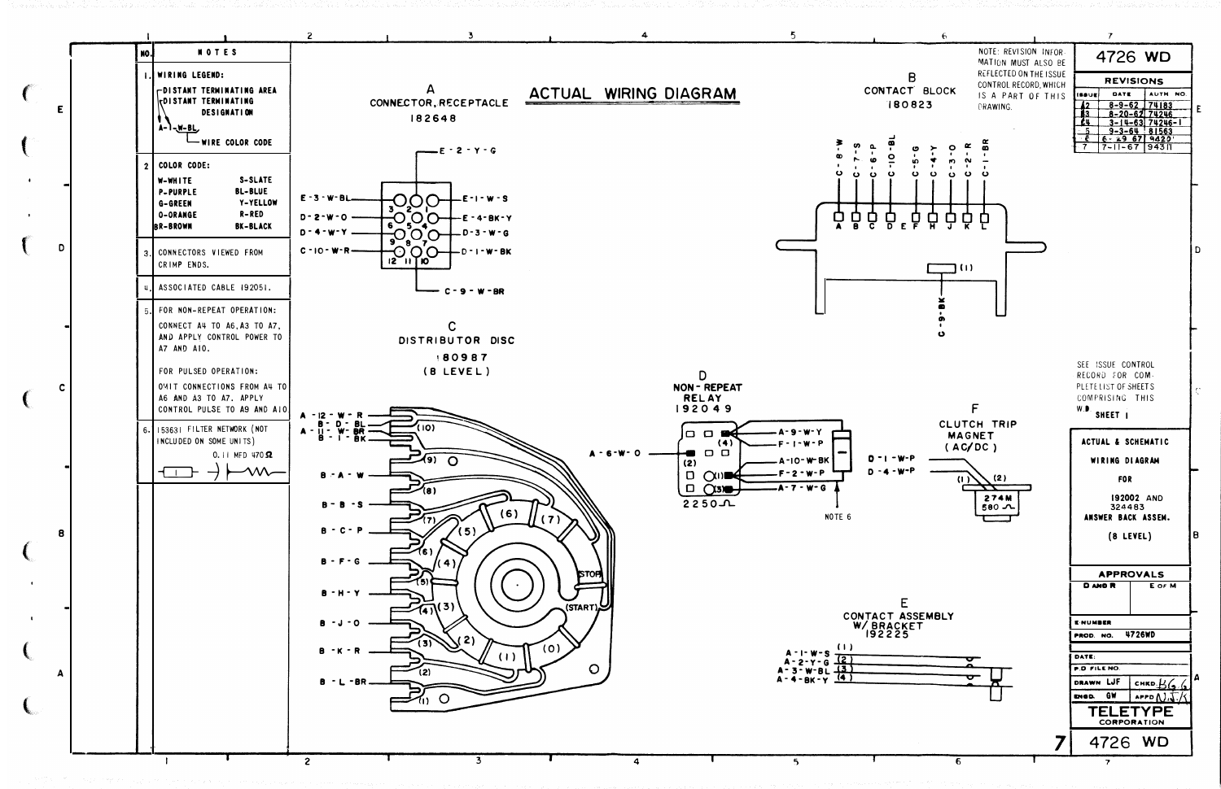# ACTUAL WIRING DIAGRAM

| NO. | NOTES |
|---|---|
| 1. | WIRING LEGEND: DISTANT TERMINATING AREA; DISTANT TERMINATING DESIGNATION; A-1-W-BL — WIRE COLOR CODE |
| 2 | COLOR CODE: W-WHITE, S-SLATE, P-PURPLE, BL-BLUE, G-GREEN, Y-YELLOW, O-ORANGE, R-RED, BR-BROWN, BK-BLACK |
| 3. | CONNECTORS VIEWED FROM CRIMP ENDS. |
| 4. | ASSOCIATED CABLE 192051. |
| 5. | FOR NON-REPEAT OPERATION: CONNECT A4 TO A6, A3 TO A7, AND APPLY CONTROL POWER TO A7 AND A10. FOR PULSED OPERATION: OMIT CONNECTIONS FROM A4 TO A6 AND A3 TO A7. APPLY CONTROL PULSE TO A9 AND A10 |
| 6. | 153631 FILTER NETWORK (NOT INCLUDED ON SOME UNITS) 0.11 MFD 470Ω |

**A** — CONNECTOR, RECEPTACLE 182648

E-2-Y-G; E-3-W-BL; E-1-W-S; D-2-W-O; E-4-BK-Y; D-4-W-Y; D-3-W-G; C-10-W-R; D-1-W-BK; C-9-W-BR

**B** — CONTACT BLOCK 180823

C-8-W, C-7-S, C-6-P, C-10-BL, C-5-G, C-4-Y, C-3-O, C-2-R, C-1-BR; A B C D E F H J K L; (1) C-9-BK

**C** — DISTRIBUTOR DISC 180987 (8 LEVEL)

A-12-W-R; B-D-BL; A-11-W-BR; B-1-BK; B-A-W; B-B-S; B-C-P; B-F-G; B-H-Y; B-J-O; B-K-R; B-L-BR

(STOP) (START)

**D** — NON-REPEAT RELAY 192049

A-6-W-O; A-9-W-Y; F-1-W-P; A-10-W-BK; F-2-W-P; A-7-W-G; 2250Ω; NOTE 6

**E** — CONTACT ASSEMBLY W/ BRACKET 192225

A-1-W-S (1); A-2-Y-G (2); A-3-W-BL (3); A-4-BK-Y (4)

**F** — CLUTCH TRIP MAGNET (AC/DC)

D-1-W-P; D-4-W-P; (1) (2); 274M 580Ω

NOTE: REVISION INFORMATION MUST ALSO BE REFLECTED ON THE ISSUE CONTROL RECORD, WHICH IS A PART OF THIS DRAWING.

**4726 WD**

REVISIONS

| ISSUE | DATE | AUTH NO. |
|---|---|---|
| 2 | 8-9-62 | 74183 |
| 3 | 8-20-62 | 74246 |
| 4 | 3-14-63 | 74246-1 |
| 5 | 9-3-64 | 81563 |
| 6 | 6-29-67 | 94201 |
| 7 | 7-11-67 | 94311 |

SEE ISSUE CONTROL RECORD FOR COMPLETE LIST OF SHEETS COMPRISING THIS W.D. SHEET 1

ACTUAL & SCHEMATIC WIRING DIAGRAM FOR 192002 AND 324483 ANSWER BACK ASSEM. (8 LEVEL)

APPROVALS: D AND R; E OF M

E NUMBER; PROD. NO. 4726WD; DATE; P.D FILE NO.; DRAWN LJF; CHKD; ENGD. GW; APPD

TELETYPE CORPORATION

7 4726 WD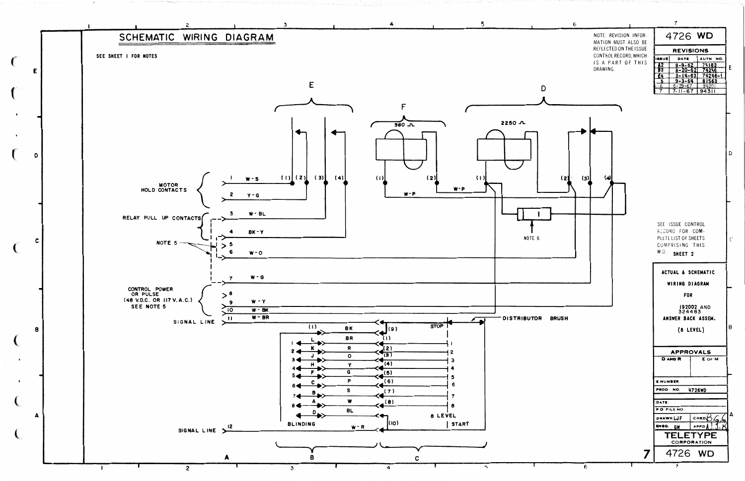# SCHEMATIC WIRING DIAGRAM

SEE SHEET 1 FOR NOTES

NOTE: REVISION INFORMATION MUST ALSO BE REFLECTED ON THE ISSUE CONTROL RECORD, WHICH IS A PART OF THIS DRAWING.

**4726 WD**

| REVISIONS | | |
|---|---|---|
| ISSUE | DATE | AUTH NO. |
| 2 | 8-9-62 | 74183 |
| 3 | 8-20-62 | 74246 |
| 4 | 3-14-63 | 74246-1 |
| 5 | 9-3-64 | 81563 |
| 6 | 6-29-67 | 94201 |
| 7 | 7-11-67 | 94311 |

E | F | D

580 Ω | 2250 Ω

MOTOR HOLD CONTACTS: 1 W-S; 2 Y-G

RELAY PULL UP CONTACTS: 3 W-BL; 4 BK-Y

NOTE 5: 5; 6 W-O

7 W-G

CONTROL POWER OR PULSE (48 V.D.C. OR 117 V.A.C.) SEE NOTE 5: 8; 9 W-Y; 10 W-BK

SIGNAL LINE: 11 W-BR

W-P | W-P

NOTE 6

DISTRIBUTOR BRUSH

STOP | START | 8 LEVEL

BLINDING

SIGNAL LINE: 12 W-R

| | | Color | | |
|---|---|---|---|---|
| | (1) | BK | (9) | STOP |
| 1 | L | BR | (1) | 1 |
| 2 | K | R | (2) | 2 |
| 3 | J | O | (3) | 3 |
| 4 | H | Y | (4) | 4 |
| 5 | F | G | (5) | 5 |
| 6 | C | P | (6) | 6 |
| 7 | B | S | (7) | 7 |
| 8 | A | W | (8) | 8 |
| | D | BL | | |
| | | W-R | (10) | START |

A | B | C

SEE ISSUE CONTROL RECORD FOR COMPLETE LIST OF SHEETS COMPRISING THIS W.D. SHEET 2

ACTUAL & SCHEMATIC WIRING DIAGRAM FOR 192002 AND 324483 ANSWER BACK ASSEM. (8 LEVEL)

APPROVALS: D AND R | E OF M

E NUMBER

PROD. NO. 4726WD

DATE

P.D. FILE NO

DRAWN LJF | CHKD BGG

ENGD. GW | APPD ASR

TELETYPE CORPORATION

7

4726 WD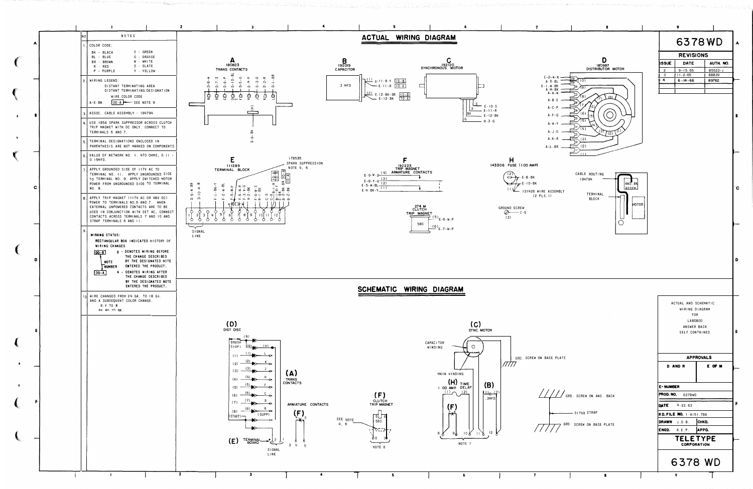# ACTUAL WIRING DIAGRAM

| NO | NOTES |
|---|---|
| 1 | COLOR CODE: BK - BLACK, BL - BLUE, BR - BROWN, R - RED, P - PURPLE, G - GREEN, O - ORANGE, W - WHITE, S - SLATE, Y - YELLOW |
| 2 | WIRING LEGEND: DISTANT TERMINATING AREA; DISTANT TERMINATING DESIGNATION; WIRE COLOR CODE; A-E-BK [00-A] ← SEE NOTE 9 |
| 3 | ASSOC. CABLE ASSEMBLY - 194794 |
| 4 | USE 185A SPARK SUPPRESSOR ACROSS CLUTCH TRIP MAGNET WITH DC ONLY. CONNECT TO TERMINALS 6 AND 7. |
| 5 | TERMINAL DESIGNATIONS ENCLOSED IN PARENTHESIS ARE NOT MARKED ON COMPONENTS. |
| 6 | VALUE OF NETWORK NO. 1: 470 OHMS, 0.11 - 0.15MFD. |
| 7 | APPLY GROUNDED SIDE OF 117V AC TO TERMINAL NO. 11. APPLY UNGROUNDED SIDE TO TERMINAL NO. 9. APPLY SWITCHED MOTOR POWER FROM UNGROUNDED SIDE TO TERMINAL NO. 8. |
| 8 | APPLY TRIP MAGNET (117V AC OR 48V DC) POWER TO TERMINALS NO. 6 AND 7. WHEN EXTERNAL UNPOWERED CONTACTS ARE TO BE USED IN CONJUNCTION WITH SET AC, CONNECT CONTACTS ACROSS TERMINALS 7 AND 10 AND STRAP TERMINALS 6 AND 11. |
| 9 | WIRING STATUS: RECTANGULAR BOX INDICATES HISTORY OF WIRING CHANGES. [00-B] B - DENOTES WIRING BEFORE THE CHANGE DESCRIBED BY THE DESIGNATED NOTE ENTERED THE PRODUCT. NOTE NUMBER. [00-A] A - DENOTES WIRING AFTER THE CHANGE DESCRIBED BY THE DESIGNATED NOTE ENTERED THE PRODUCT. |
| 10 | WIRE CHANGED FROM 24 GA. TO 18 GA. AND A SUBSEQUENT COLOR CHANGE. R-Y TO R, BK-BR TO BK |

**A** 180823 TRANS CONTACTS — A D-8-W; B D-7-S; C D-6-P; D D-10-BL; E D-5-G; F D-4-Y; G D-3-O; H D-2-R; I D-1-BR; (M) D-9-BK

**B** 192019 CAPACITOR — 3 MFD; (1) E-11-R-Y [10-B], E-11-R [10-A]; (2) E-12-BK-BR [10-B], E-12-BK [10-A]

**C** 192120 SYNCHRONOUS MOTOR — S E-10-S; R E-11-R; BK E-12-BK; G H-3-G

**D** 180987 DISTRIBUTOR MOTOR — E-2-K-R, A-D-BL (10); E-1-W-BR, A-M-BK (9); A-A-W; A-B-S (8); A-C-P (7); A-F-G (6); A-H-Y (5); A-J-O (4); A-K-R (3); A-L-BR (2); (1)

**E** 111289 TERMINAL BLOCK — 178535 SPARK SUPPRESSION NOTE 4, 6; D-9-W-BR, D-10-W-R, F-1-BK-Y, F-5-W-P, F-6-W-G, F-3-W-G, F-2-BK, H-1-BK, H-2-BK, C-S, C-R, B-1-R, B-1-R-Y, B-2-BK-BR, B-2-BK; terminals 1–12; SIGNAL LINE

**F** 192225 TRIP MAGNET ARMATURE CONTACTS — E-9-W-S (4); E-8-Y-G (3); E-5-W-BL (2); E-4-BK-Y (1)

274 M CLUTCH TRIP MAGNET — 580; (5) E-6-W-P; (6) E-7-W-P

**H** 143306 FUSE (1.00 AMP) — (2) E-8-BK; (1) E-10-BK; 121426 WIRE ASSEMBLY (2 PLS. 1)

GROUND SCREW — C-G (3)

CABLE ROUTING 194794 — TERMINAL BLOCK; ANS. BK ASSEM; MOTOR

# SCHEMATIC WIRING DIAGRAM

(D) DIST DISC — BRUSH (STOP) (9), (1) L, (2) K, (3) J, (4) H, (5) F, (6) C, (7) B, (8) A (START), (SUPP), (M)

(A) TRANS CONTACTS

(E) TERMINAL BOARD — SIGNAL LINE 1, 2

(F) ARMATURE CONTACTS — 3, 4, 5; SEE NOTE 4, 6

(F) CLUTCH TRIP MAGNET — 580; 6, 7; NOTE 8

(C) SYNC. MOTOR — CAPACITOR WINDING; MAIN WINDING; GRD. SCREW ON BASE PLATE

(H) 1.00 AMP TIME DELAY (1) (2); (B) .3MFD (1) (2); (F); 8, 9, 10, 11, 12; NOTE 7

GRD. SCREW ON ANS. BACK; 91768 STRAP; GRD. SCREW ON BASE PLATE

# 6378WD

**REVISIONS**

| ISSUE | DATE | AUTH. NO. |
|---|---|---|
| 2 | 9-15-65 | 85523-1 |
| 3 | 11-2-65 | 88829 |
| 4 | 6-14-66 | 89762 |

ACTUAL AND SCHEMATIC WIRING DIAGRAM FOR LABDB00 ANSWER BACK SELF CONTAINED

**APPROVALS**

| D AND R | E OF M |
|---|---|
| | |

E-NUMBER

PROD. NO. 6378WD

DATE 4-23-63

P.D. FILE NO. 1-A151.78A

DRAWN J.D.B. | CHKD.

ENGD. R.E.P. | APPD.

**TELETYPE CORPORATION**

6378 WD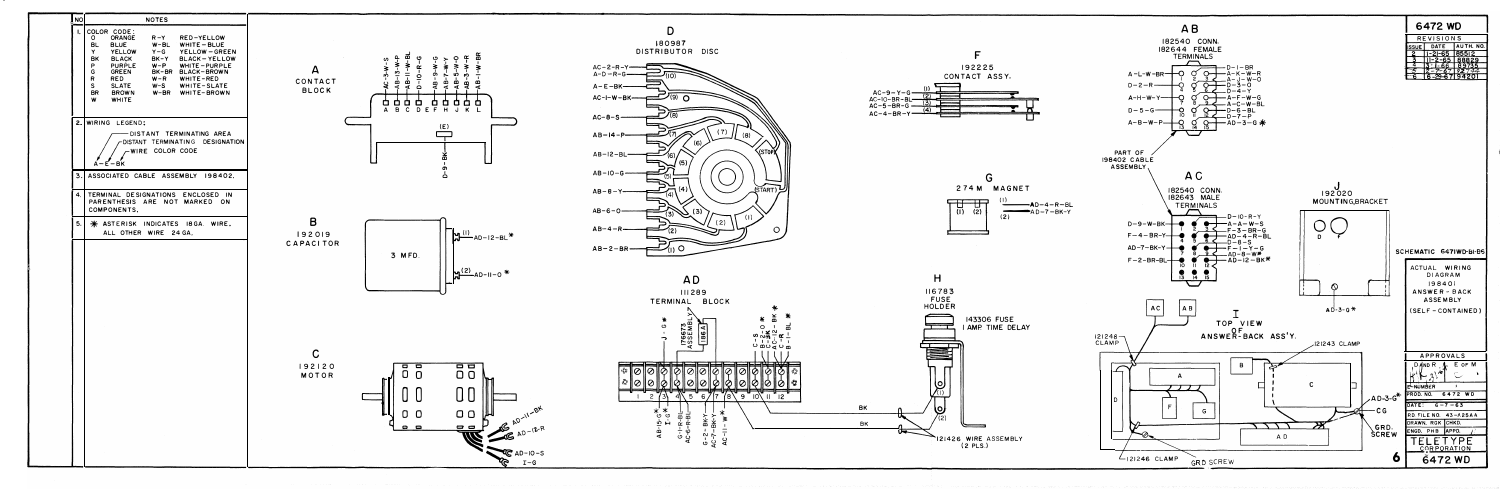| NO | NOTES |
|---|---|
| 1. | COLOR CODE: O ORANGE, BL BLUE, Y YELLOW, BK BLACK, P PURPLE, G GREEN, R RED, S SLATE, BR BROWN, W WHITE, R-Y RED-YELLOW, W-BL WHITE-BLUE, Y-G YELLOW-GREEN, BK-Y BLACK-YELLOW, W-P WHITE-PURPLE, BK-BR BLACK-BROWN, W-R WHITE-RED, W-S WHITE-SLATE, W-BR WHITE-BROWN |
| 2. | WIRING LEGEND: A-E-BK — DISTANT TERMINATING AREA / DISTANT TERMINATING DESIGNATION / WIRE COLOR CODE |
| 3. | ASSOCIATED CABLE ASSEMBLY 198402. |
| 4. | TERMINAL DESIGNATIONS ENCLOSED IN PARENTHESIS ARE NOT MARKED ON COMPONENTS. |
| 5. | * ASTERISK INDICATES 18GA. WIRE, ALL OTHER WIRE 24 GA. |

**A** CONTACT BLOCK

AC-3-W-S, AB-13-W-P, AB-11-W-BL, AB-10-R-G, AB-9-W-G, AB-7-W-Y, AB-5-W-O, AB-3-W-R, AB-1-W-BR

A B C D E F G H J K L

(E) D-9-BK

**B** 192019 CAPACITOR

3 MFD.

(1) AD-12-BL*
(2) AD-11-O*

**C** 192120 MOTOR

AD-11-BK, AD-12-R, AD-10-S, I-G

**D** 180987 DISTRIBUTOR DISC

AC-2-R-Y, A-D-R-G (10), A-E-BK, AC-1-W-BK (9), AC-8-S, AB-14-P (7), AB-12-BL (6), AB-10-G (5), AB-8-Y (4), AB-6-O (3), AB-4-R (2), AB-2-BR (1)

(1) (2) (3) (4) (5) (6) (7) (8) (STOP) (START)

**AD** 111289 TERMINAL BLOCK

J-1-G*, AB-15-G*, I-G*, G-1-R-BL, AC-6-R-BL, G-2-BK-Y, AC-7-BK-Y, AC-11-W*, C-S, B-2-O*, AC-12-BK*, C-R, B-1-BL*

176673 ASSEMBLY, 186A

1 2 3 4 5 6 7 8 9 10 11 12

BK, BK

121426 WIRE ASSEMBLY (2 PLS.)

**F** 192225 CONTACT ASS'Y.

AC-9-Y-G (1), AC-10-BR-BL (2), AC-5-BR-G (3), AC-4-BR-Y (4)

**G** 274M MAGNET

(1) AD-4-R-BL
(2) AD-7-BK-Y

**H** 116783 FUSE HOLDER

143306 FUSE 1 AMP TIME DELAY

**AB** 182540 CONN. 182644 FEMALE TERMINALS

A-L-W-BR, D-2-R, A-H-W-Y, D-5-G, A-B-W-P

D-1-BR, A-K-W-R, A-J-W-O, D-3-O, D-4-R, A-F-W-G, A-C-W-BL, D-6-BL, D-7-P, AD-3-G*

PART OF 198402 CABLE ASSEMBLY

**AC** 182540 CONN. 182643 MALE TERMINALS

D-9-W-BK, F-4-BR-Y, AD-7-BK-Y, F-2-BR-BL

D-10-R-Y, A-A-W-S, F-3-BR-G, AD-4-R-BL, D-8-S, F-1-Y-G, AD-8-W*, AD-12-BK*

**J** 192020 MOUNTING BRACKET

AD-3-G*

**I** TOP VIEW OF ANSWER-BACK ASS'Y.

AC, AB, 121246 CLAMP, 121243 CLAMP, D, A, B, C, F, G, AD, AD-3-G*, CG, GRD. SCREW, 121246 CLAMP, GRD SCREW

**6472 WD**

| REVISIONS | | |
|---|---|---|
| ISSUE | DATE | AUTH NO. |
| 2 | 11-2-65 | 85612 |
| 3 | 11-2-65 | 88829 |
| 4 | 11-1-66 | 93353 |
| 5 | 2-2-67 | 92260 |
| 6 | 8-25-67 | 94201 |

SCHEMATIC 6471WD-bi-B6

ACTUAL WIRING DIAGRAM 198401 ANSWER-BACK ASSEMBLY (SELF-CONTAINED)

APPROVALS

PROD. NO. 6472 WD

DATE: 4-7-63

RD FILE NO. 43-A25AA

TELETYPE CORPORATION

6472 WD